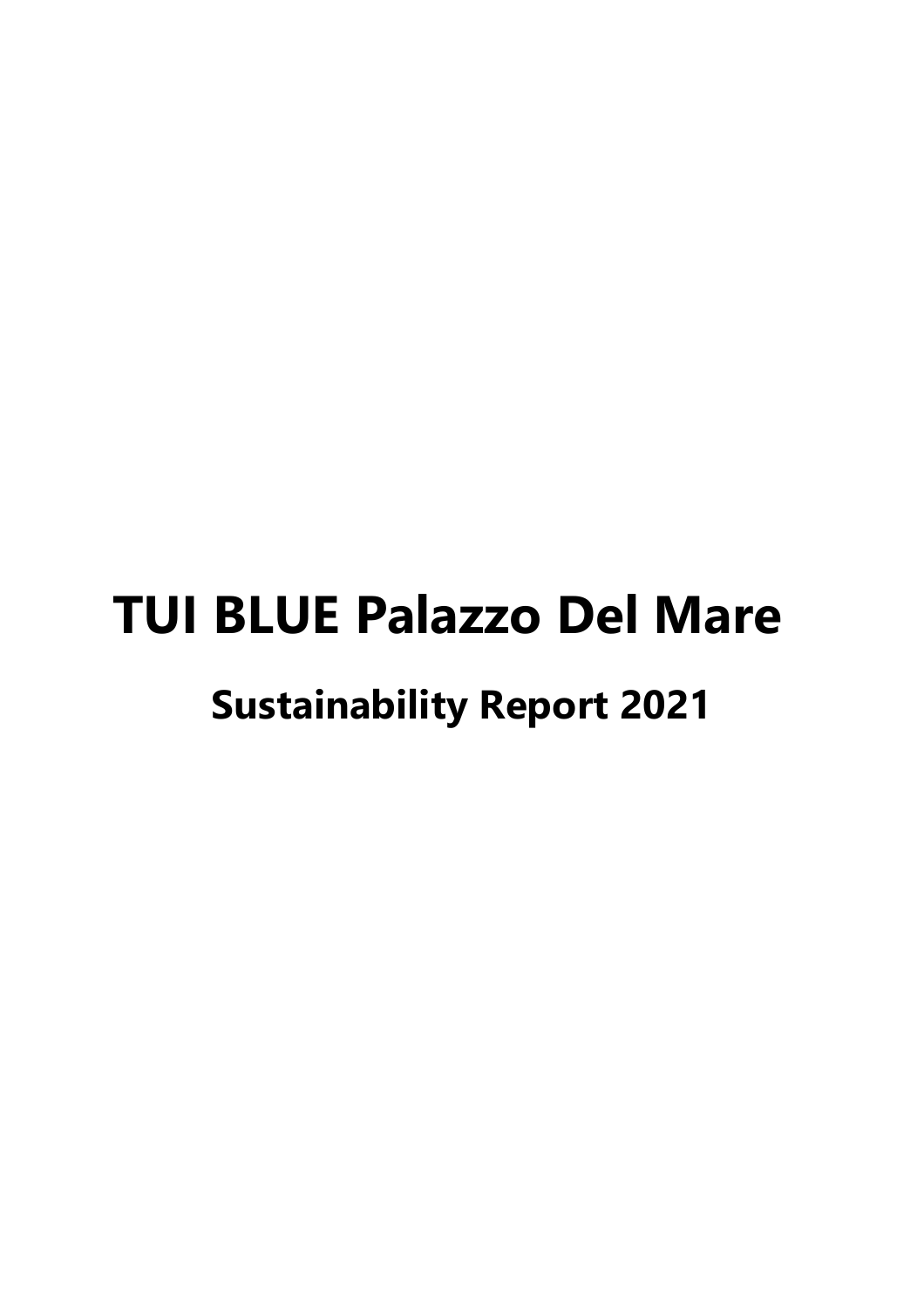# TUI BLUE Palazzo Del Mare

## Sustainability Report 2021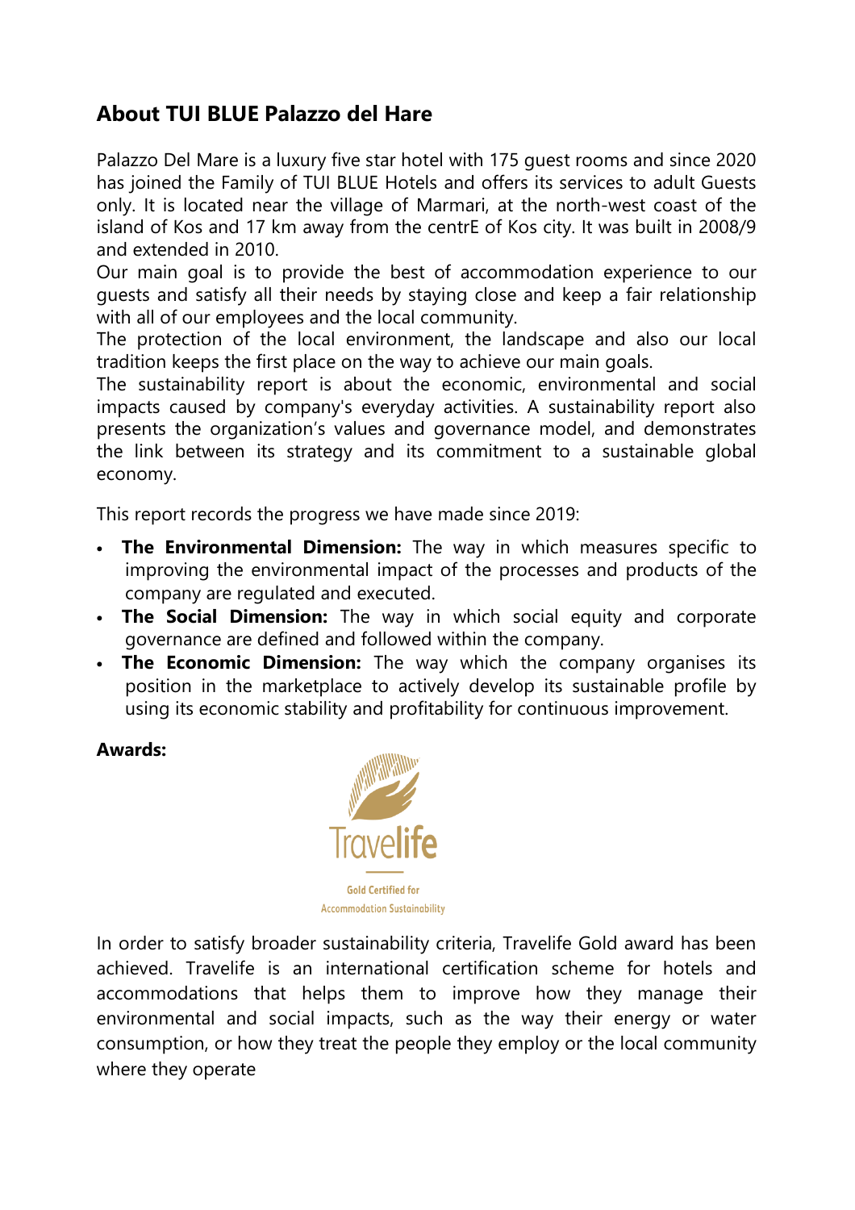## About TUI BLUE Palazzo del Hare

Palazzo Del Mare is a luxury five star hotel with 175 guest rooms and since 2020 has joined the Family of TUI BLUE Hotels and offers its services to adult Guests only. It is located near the village of Marmari, at the north-west coast of the island of Kos and 17 km away from the centrE of Kos city. It was built in 2008/9 and extended in 2010.

Our main goal is to provide the best of accommodation experience to our guests and satisfy all their needs by staying close and keep a fair relationship with all of our employees and the local community.

The protection of the local environment, the landscape and also our local tradition keeps the first place on the way to achieve our main goals.

The sustainability report is about the economic, environmental and social impacts caused by company's everyday activities. A sustainability report also presents the organization's values and governance model, and demonstrates the link between its strategy and its commitment to a sustainable global economy.

This report records the progress we have made since 2019:

- **The Environmental Dimension:** The way in which measures specific to improving the environmental impact of the processes and products of the company are regulated and executed.
- **The Social Dimension:** The way in which social equity and corporate governance are defined and followed within the company.
- **The Economic Dimension:** The way which the company organises its position in the marketplace to actively develop its sustainable profile by using its economic stability and profitability for continuous improvement.

**Awards:**

Travelife

Gold Certified for Accommodation Sustainability

In order to satisfy broader sustainability criteria, Travelife Gold award has been achieved. Travelife is an international certification scheme for hotels and accommodations that helps them to improve how they manage their environmental and social impacts, such as the way their energy or water consumption, or how they treat the people they employ or the local community where they operate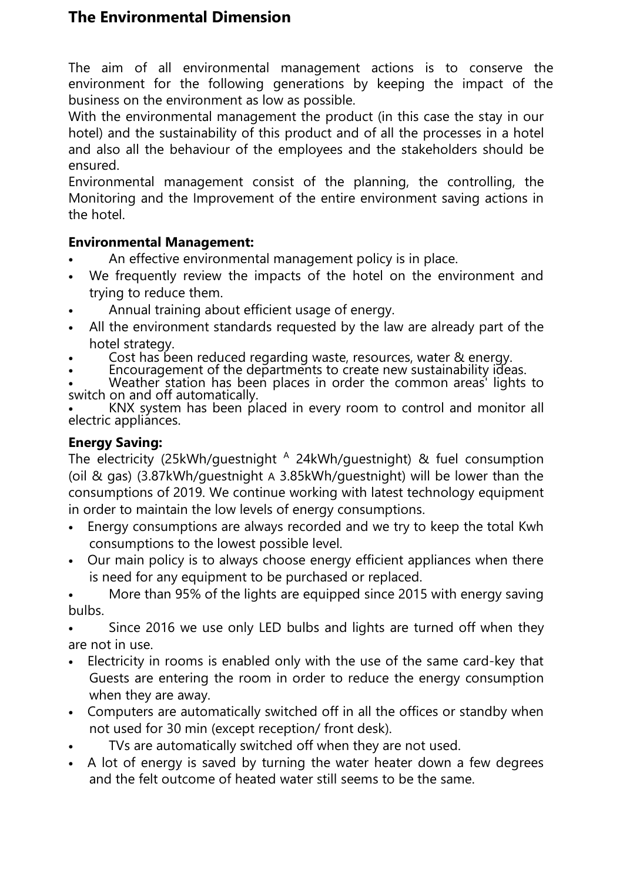# The Environmental Dimension

The aim of all environmental management actions is to conserve the environment for the following generations by keeping the impact of the business on the environment as low as possible.
With the environmental management the product (in this case the stay in our hotel) and the sustainability of this product and of all the processes in a hotel and also all the behaviour of the employees and the stakeholders should be ensured.
Environmental management consist of the planning, the controlling, the Monitoring and the Improvement of the entire environment saving actions in the hotel.

**Environmental Management:**

- An effective environmental management policy is in place.
- We frequently review the impacts of the hotel on the environment and trying to reduce them.
- Annual training about efficient usage of energy.
- All the environment standards requested by the law are already part of the hotel strategy.
- Cost has been reduced regarding waste, resources, water & energy.
- Encouragement of the departments to create new sustainability ideas.
- Weather station has been places in order the common areas' lights to switch on and off automatically.
- KNX system has been placed in every room to control and monitor all electric appliances.

**Energy Saving:**

The electricity (25kWh/guestnight ^A^ 24kWh/guestnight) & fuel consumption (oil & gas) (3.87kWh/guestnight A 3.85kWh/guestnight) will be lower than the consumptions of 2019. We continue working with latest technology equipment in order to maintain the low levels of energy consumptions.

- Energy consumptions are always recorded and we try to keep the total Kwh consumptions to the lowest possible level.
- Our main policy is to always choose energy efficient appliances when there is need for any equipment to be purchased or replaced.
- More than 95% of the lights are equipped since 2015 with energy saving bulbs.
- Since 2016 we use only LED bulbs and lights are turned off when they are not in use.
- Electricity in rooms is enabled only with the use of the same card-key that Guests are entering the room in order to reduce the energy consumption when they are away.
- Computers are automatically switched off in all the offices or standby when not used for 30 min (except reception/ front desk).
- TVs are automatically switched off when they are not used.
- A lot of energy is saved by turning the water heater down a few degrees and the felt outcome of heated water still seems to be the same.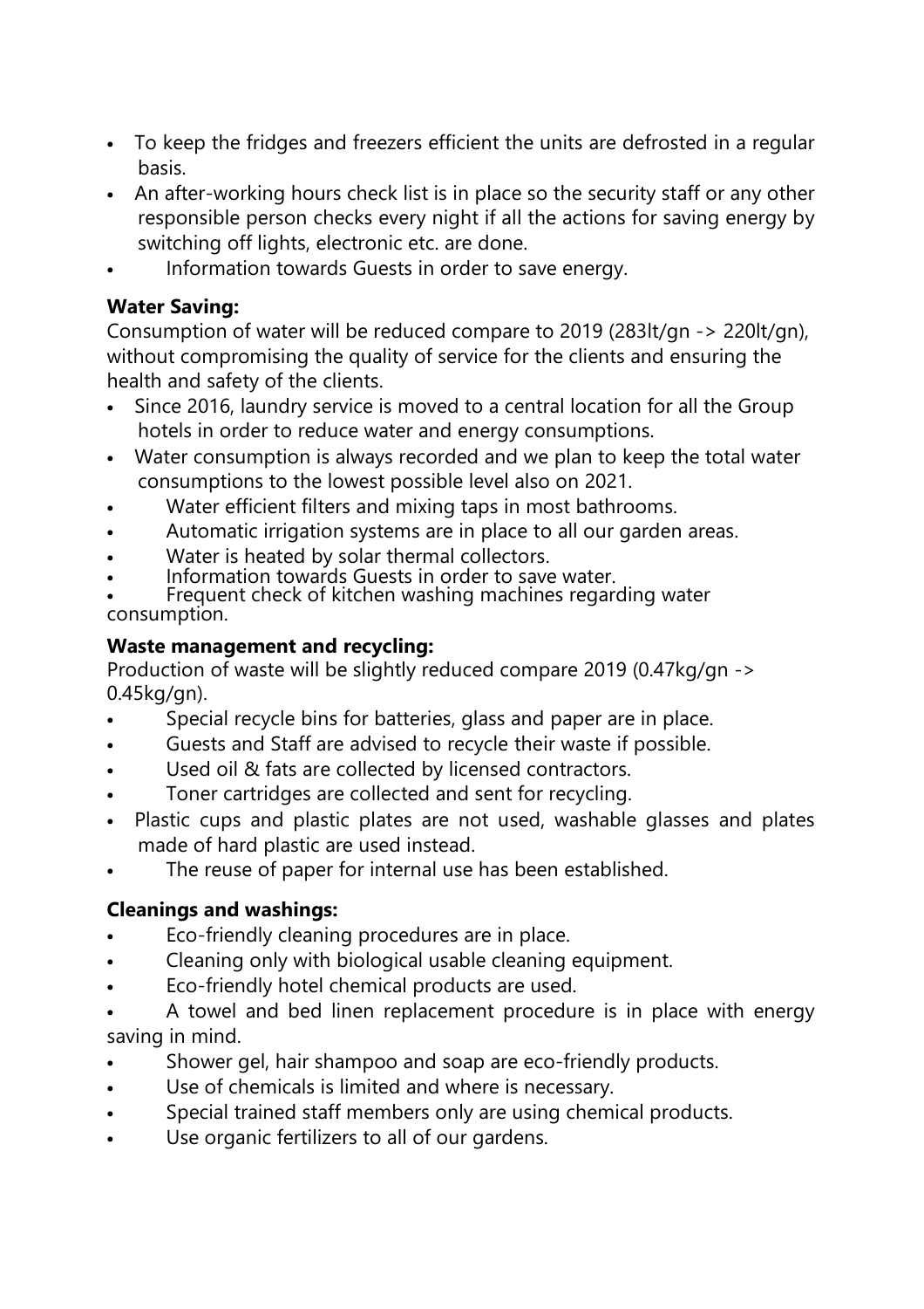- To keep the fridges and freezers efficient the units are defrosted in a regular basis.
- An after-working hours check list is in place so the security staff or any other responsible person checks every night if all the actions for saving energy by switching off lights, electronic etc. are done.
- Information towards Guests in order to save energy.

**Water Saving:**

Consumption of water will be reduced compare to 2019 (283lt/gn -> 220lt/gn), without compromising the quality of service for the clients and ensuring the health and safety of the clients.

- Since 2016, laundry service is moved to a central location for all the Group hotels in order to reduce water and energy consumptions.
- Water consumption is always recorded and we plan to keep the total water consumptions to the lowest possible level also on 2021.
- Water efficient filters and mixing taps in most bathrooms.
- Automatic irrigation systems are in place to all our garden areas.
- Water is heated by solar thermal collectors.
- Information towards Guests in order to save water.
- Frequent check of kitchen washing machines regarding water consumption.

**Waste management and recycling:**

Production of waste will be slightly reduced compare 2019 (0.47kg/gn -> 0.45kg/gn).

- Special recycle bins for batteries, glass and paper are in place.
- Guests and Staff are advised to recycle their waste if possible.
- Used oil & fats are collected by licensed contractors.
- Toner cartridges are collected and sent for recycling.
- Plastic cups and plastic plates are not used, washable glasses and plates made of hard plastic are used instead.
- The reuse of paper for internal use has been established.

**Cleanings and washings:**

- Eco-friendly cleaning procedures are in place.
- Cleaning only with biological usable cleaning equipment.
- Eco-friendly hotel chemical products are used.
- A towel and bed linen replacement procedure is in place with energy saving in mind.
- Shower gel, hair shampoo and soap are eco-friendly products.
- Use of chemicals is limited and where is necessary.
- Special trained staff members only are using chemical products.
- Use organic fertilizers to all of our gardens.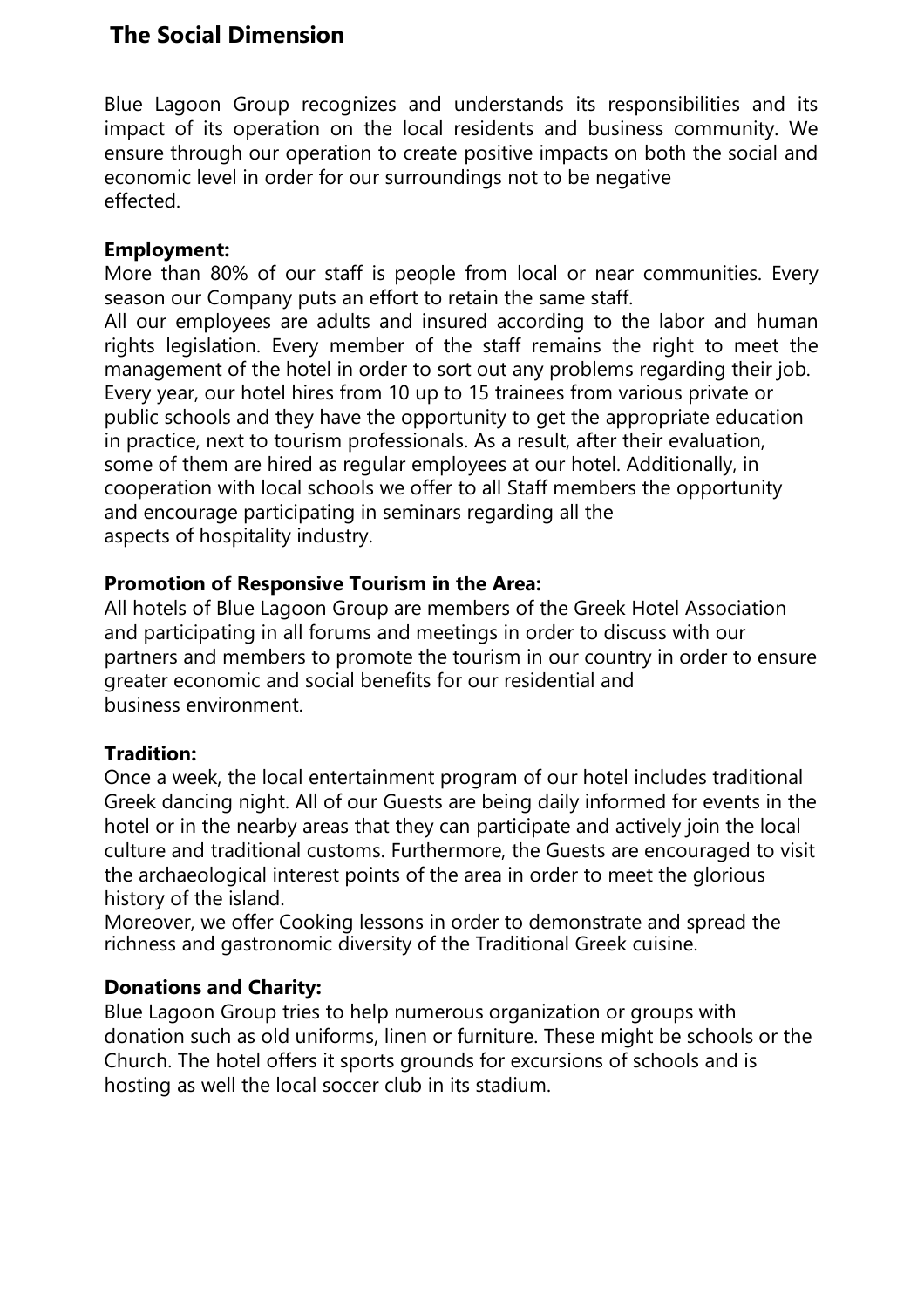## The Social Dimension

Blue Lagoon Group recognizes and understands its responsibilities and its impact of its operation on the local residents and business community. We ensure through our operation to create positive impacts on both the social and economic level in order for our surroundings not to be negative effected.

**Employment:**
More than 80% of our staff is people from local or near communities. Every season our Company puts an effort to retain the same staff.
All our employees are adults and insured according to the labor and human rights legislation. Every member of the staff remains the right to meet the management of the hotel in order to sort out any problems regarding their job. Every year, our hotel hires from 10 up to 15 trainees from various private or public schools and they have the opportunity to get the appropriate education in practice, next to tourism professionals. As a result, after their evaluation, some of them are hired as regular employees at our hotel. Additionally, in cooperation with local schools we offer to all Staff members the opportunity and encourage participating in seminars regarding all the aspects of hospitality industry.

**Promotion of Responsive Tourism in the Area:**
All hotels of Blue Lagoon Group are members of the Greek Hotel Association and participating in all forums and meetings in order to discuss with our partners and members to promote the tourism in our country in order to ensure greater economic and social benefits for our residential and business environment.

**Tradition:**
Once a week, the local entertainment program of our hotel includes traditional Greek dancing night. All of our Guests are being daily informed for events in the hotel or in the nearby areas that they can participate and actively join the local culture and traditional customs. Furthermore, the Guests are encouraged to visit the archaeological interest points of the area in order to meet the glorious history of the island.
Moreover, we offer Cooking lessons in order to demonstrate and spread the richness and gastronomic diversity of the Traditional Greek cuisine.

**Donations and Charity:**
Blue Lagoon Group tries to help numerous organization or groups with donation such as old uniforms, linen or furniture. These might be schools or the Church. The hotel offers it sports grounds for excursions of schools and is hosting as well the local soccer club in its stadium.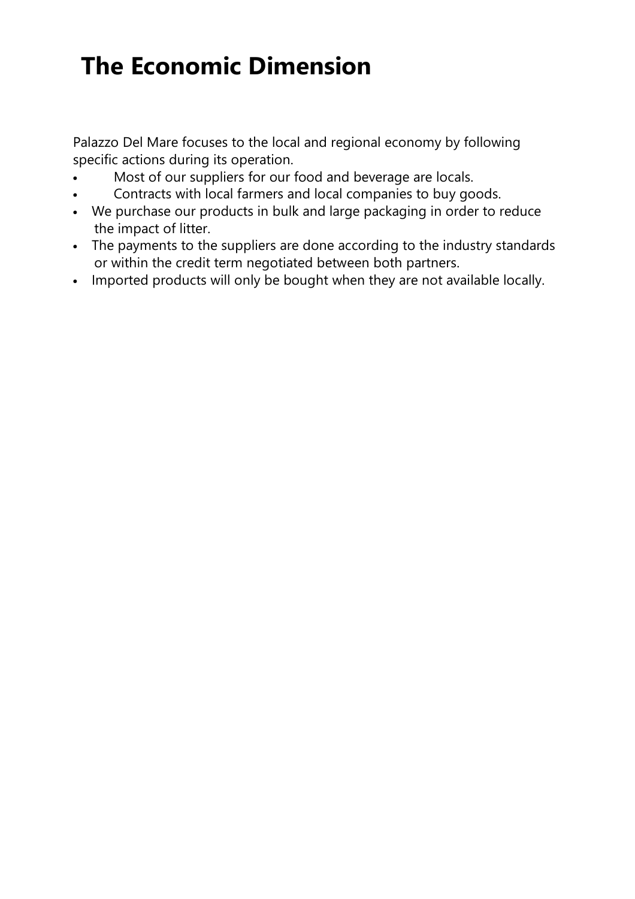# The Economic Dimension

Palazzo Del Mare focuses to the local and regional economy by following specific actions during its operation.

- Most of our suppliers for our food and beverage are locals.
- Contracts with local farmers and local companies to buy goods.
- We purchase our products in bulk and large packaging in order to reduce the impact of litter.
- The payments to the suppliers are done according to the industry standards or within the credit term negotiated between both partners.
- Imported products will only be bought when they are not available locally.